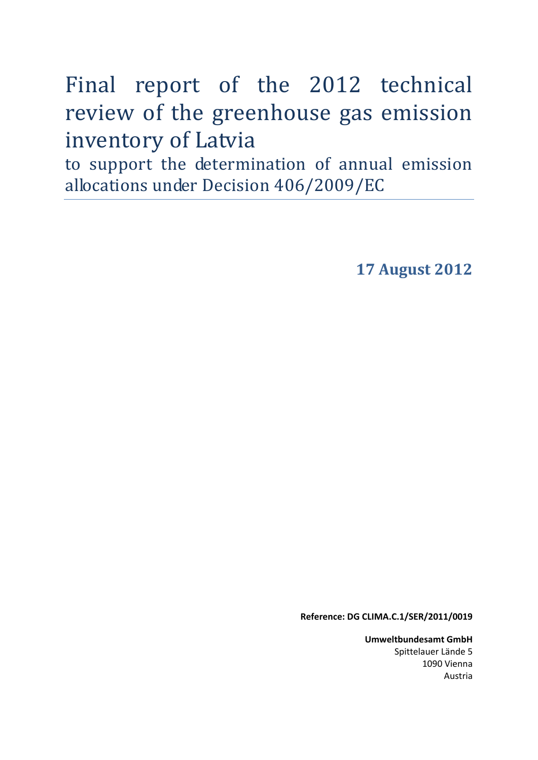# Final report of the 2012 technical review of the greenhouse gas emission inventory of Latvia

## to support the determination of annual emission allocations under Decision 406/2009/EC

**17 August 2012**

**Reference: DG CLIMA.C.1/SER/2011/0019**

**Umweltbundesamt GmbH**
Spittelauer Lände 5
1090 Vienna
Austria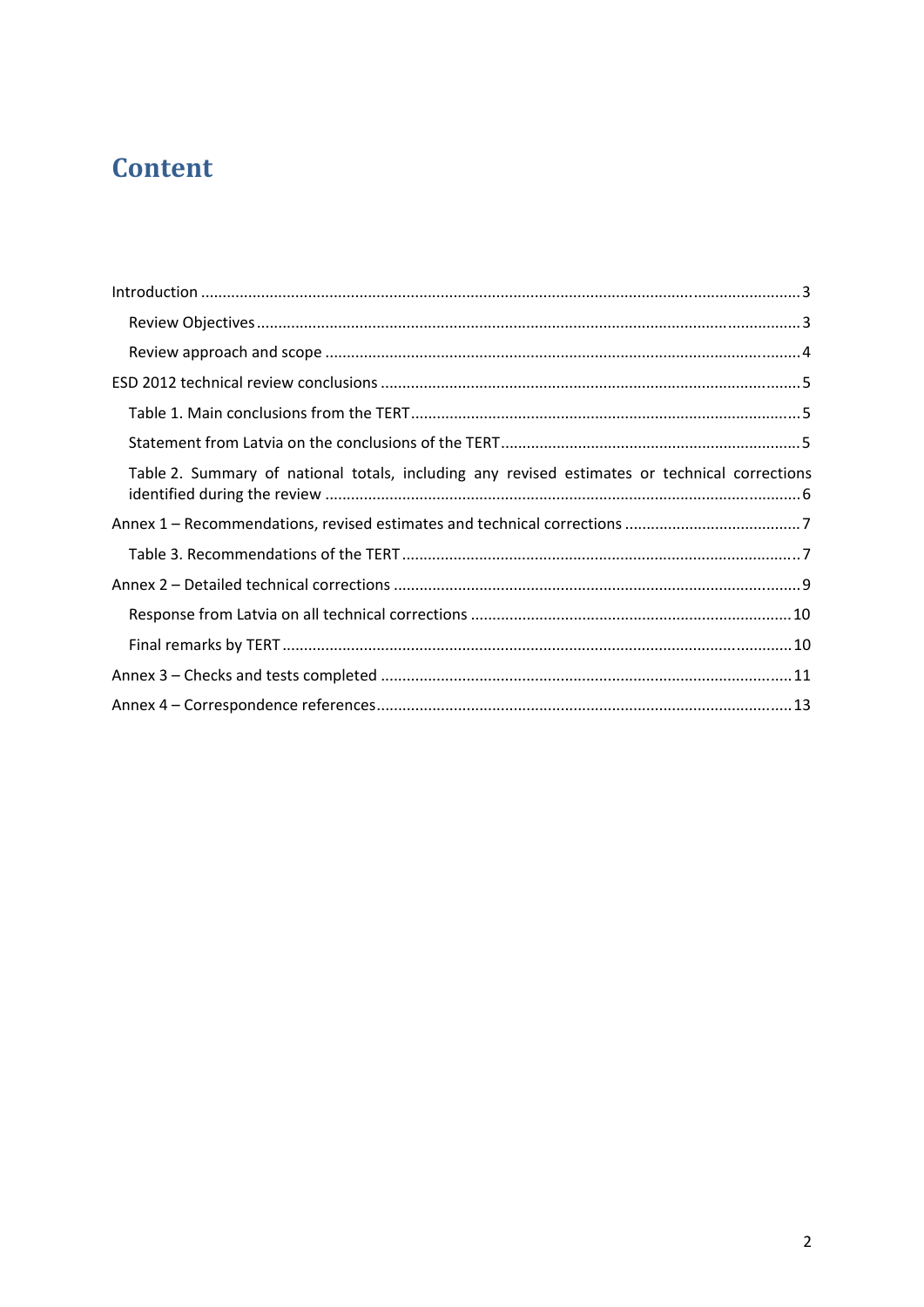# Content

Introduction ........................................................................................................................................3

Review Objectives ........................................................................................................................3

Review approach and scope ..........................................................................................................4

ESD 2012 technical review conclusions ................................................................................................5

Table 1. Main conclusions from the TERT ........................................................................................5

Statement from Latvia on the conclusions of the TERT ....................................................................5

Table 2. Summary of national totals, including any revised estimates or technical corrections identified during the review ............................................................................................................6

Annex 1 – Recommendations, revised estimates and technical corrections ........................................7

Table 3. Recommendations of the TERT ..........................................................................................7

Annex 2 – Detailed technical corrections ............................................................................................9

Response from Latvia on all technical corrections .........................................................................10

Final remarks by TERT ....................................................................................................................10

Annex 3 – Checks and tests completed ..............................................................................................11

Annex 4 – Correspondence references ...............................................................................................13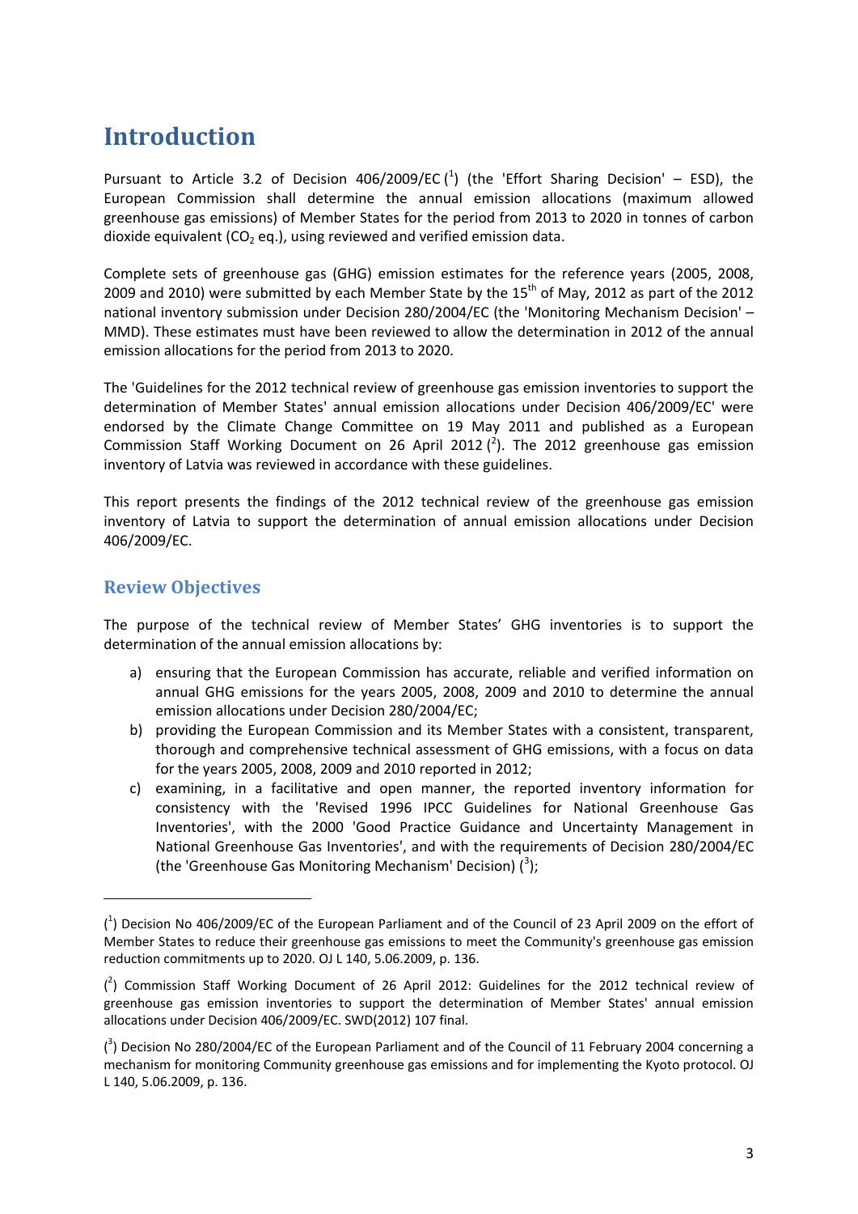# Introduction

Pursuant to Article 3.2 of Decision 406/2009/EC ([1]) (the 'Effort Sharing Decision' – ESD), the European Commission shall determine the annual emission allocations (maximum allowed greenhouse gas emissions) of Member States for the period from 2013 to 2020 in tonnes of carbon dioxide equivalent ($CO_2$ eq.), using reviewed and verified emission data.

Complete sets of greenhouse gas (GHG) emission estimates for the reference years (2005, 2008, 2009 and 2010) were submitted by each Member State by the 15th of May, 2012 as part of the 2012 national inventory submission under Decision 280/2004/EC (the 'Monitoring Mechanism Decision' – MMD). These estimates must have been reviewed to allow the determination in 2012 of the annual emission allocations for the period from 2013 to 2020.

The 'Guidelines for the 2012 technical review of greenhouse gas emission inventories to support the determination of Member States' annual emission allocations under Decision 406/2009/EC' were endorsed by the Climate Change Committee on 19 May 2011 and published as a European Commission Staff Working Document on 26 April 2012 ([2]). The 2012 greenhouse gas emission inventory of Latvia was reviewed in accordance with these guidelines.

This report presents the findings of the 2012 technical review of the greenhouse gas emission inventory of Latvia to support the determination of annual emission allocations under Decision 406/2009/EC.

## Review Objectives

The purpose of the technical review of Member States' GHG inventories is to support the determination of the annual emission allocations by:

a) ensuring that the European Commission has accurate, reliable and verified information on annual GHG emissions for the years 2005, 2008, 2009 and 2010 to determine the annual emission allocations under Decision 280/2004/EC;
b) providing the European Commission and its Member States with a consistent, transparent, thorough and comprehensive technical assessment of GHG emissions, with a focus on data for the years 2005, 2008, 2009 and 2010 reported in 2012;
c) examining, in a facilitative and open manner, the reported inventory information for consistency with the 'Revised 1996 IPCC Guidelines for National Greenhouse Gas Inventories', with the 2000 'Good Practice Guidance and Uncertainty Management in National Greenhouse Gas Inventories', and with the requirements of Decision 280/2004/EC (the 'Greenhouse Gas Monitoring Mechanism' Decision) ([3]);

---

([1]) Decision No 406/2009/EC of the European Parliament and of the Council of 23 April 2009 on the effort of Member States to reduce their greenhouse gas emissions to meet the Community's greenhouse gas emission reduction commitments up to 2020. OJ L 140, 5.06.2009, p. 136.

([2]) Commission Staff Working Document of 26 April 2012: Guidelines for the 2012 technical review of greenhouse gas emission inventories to support the determination of Member States' annual emission allocations under Decision 406/2009/EC. SWD(2012) 107 final.

([3]) Decision No 280/2004/EC of the European Parliament and of the Council of 11 February 2004 concerning a mechanism for monitoring Community greenhouse gas emissions and for implementing the Kyoto protocol. OJ L 140, 5.06.2009, p. 136.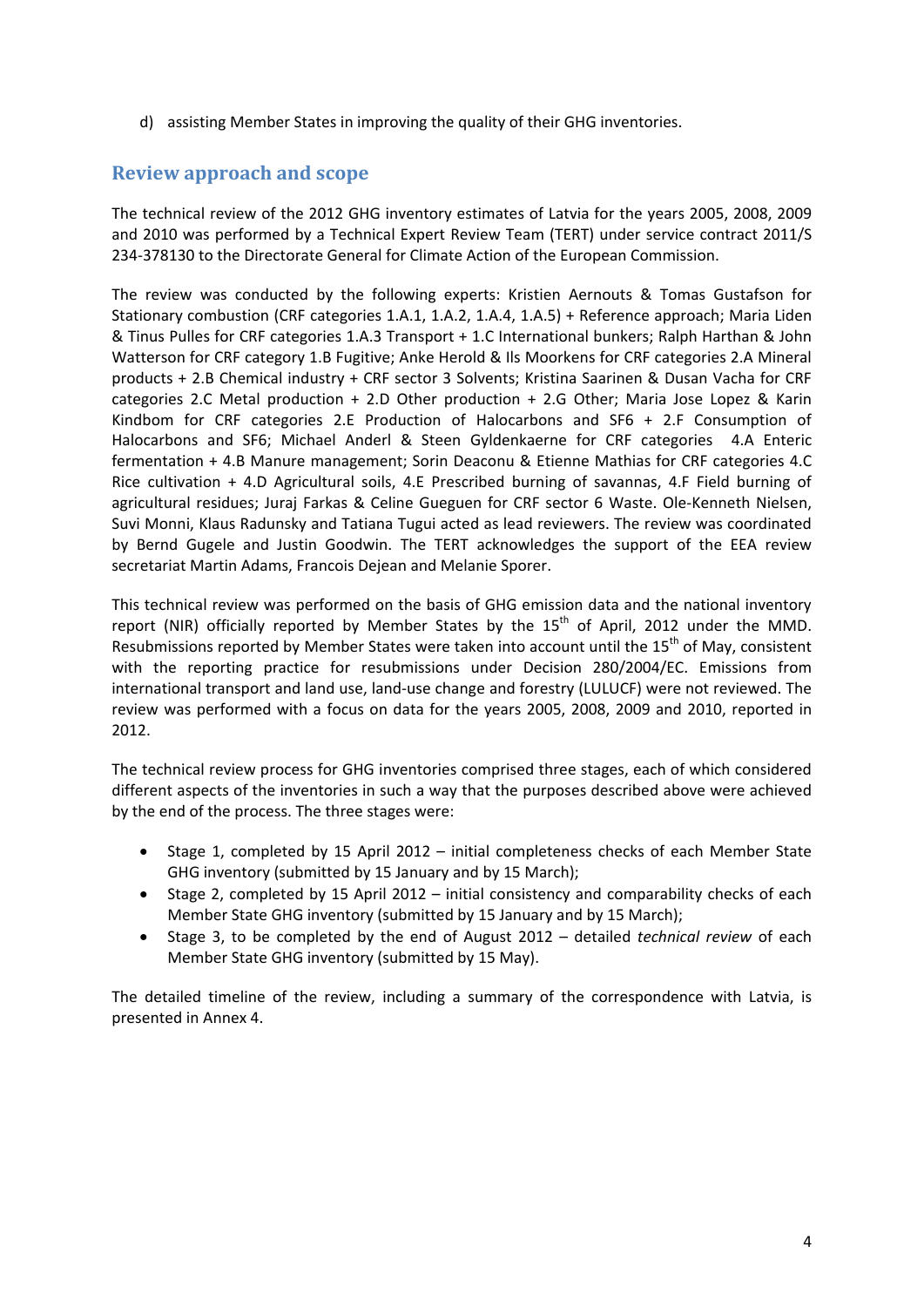d) assisting Member States in improving the quality of their GHG inventories.

## Review approach and scope

The technical review of the 2012 GHG inventory estimates of Latvia for the years 2005, 2008, 2009 and 2010 was performed by a Technical Expert Review Team (TERT) under service contract 2011/S 234-378130 to the Directorate General for Climate Action of the European Commission.

The review was conducted by the following experts: Kristien Aernouts & Tomas Gustafson for Stationary combustion (CRF categories 1.A.1, 1.A.2, 1.A.4, 1.A.5) + Reference approach; Maria Liden & Tinus Pulles for CRF categories 1.A.3 Transport + 1.C International bunkers; Ralph Harthan & John Watterson for CRF category 1.B Fugitive; Anke Herold & Ils Moorkens for CRF categories 2.A Mineral products + 2.B Chemical industry + CRF sector 3 Solvents; Kristina Saarinen & Dusan Vacha for CRF categories 2.C Metal production + 2.D Other production + 2.G Other; Maria Jose Lopez & Karin Kindbom for CRF categories 2.E Production of Halocarbons and SF6 + 2.F Consumption of Halocarbons and SF6; Michael Anderl & Steen Gyldenkaerne for CRF categories 4.A Enteric fermentation + 4.B Manure management; Sorin Deaconu & Etienne Mathias for CRF categories 4.C Rice cultivation + 4.D Agricultural soils, 4.E Prescribed burning of savannas, 4.F Field burning of agricultural residues; Juraj Farkas & Celine Gueguen for CRF sector 6 Waste. Ole-Kenneth Nielsen, Suvi Monni, Klaus Radunsky and Tatiana Tugui acted as lead reviewers. The review was coordinated by Bernd Gugele and Justin Goodwin. The TERT acknowledges the support of the EEA review secretariat Martin Adams, Francois Dejean and Melanie Sporer.

This technical review was performed on the basis of GHG emission data and the national inventory report (NIR) officially reported by Member States by the 15th of April, 2012 under the MMD. Resubmissions reported by Member States were taken into account until the 15th of May, consistent with the reporting practice for resubmissions under Decision 280/2004/EC. Emissions from international transport and land use, land-use change and forestry (LULUCF) were not reviewed. The review was performed with a focus on data for the years 2005, 2008, 2009 and 2010, reported in 2012.

The technical review process for GHG inventories comprised three stages, each of which considered different aspects of the inventories in such a way that the purposes described above were achieved by the end of the process. The three stages were:

- Stage 1, completed by 15 April 2012 – initial completeness checks of each Member State GHG inventory (submitted by 15 January and by 15 March);
- Stage 2, completed by 15 April 2012 – initial consistency and comparability checks of each Member State GHG inventory (submitted by 15 January and by 15 March);
- Stage 3, to be completed by the end of August 2012 – detailed *technical review* of each Member State GHG inventory (submitted by 15 May).

The detailed timeline of the review, including a summary of the correspondence with Latvia, is presented in Annex 4.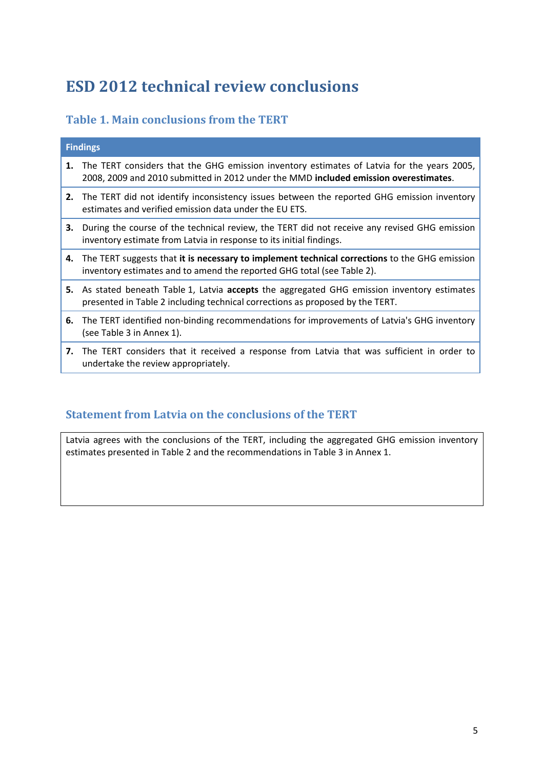# ESD 2012 technical review conclusions

## Table 1. Main conclusions from the TERT

| Findings |
|---|
| **1.** The TERT considers that the GHG emission inventory estimates of Latvia for the years 2005, 2008, 2009 and 2010 submitted in 2012 under the MMD **included emission overestimates**. |
| **2.** The TERT did not identify inconsistency issues between the reported GHG emission inventory estimates and verified emission data under the EU ETS. |
| **3.** During the course of the technical review, the TERT did not receive any revised GHG emission inventory estimate from Latvia in response to its initial findings. |
| **4.** The TERT suggests that **it is necessary to implement technical corrections** to the GHG emission inventory estimates and to amend the reported GHG total (see Table 2). |
| **5.** As stated beneath Table 1, Latvia **accepts** the aggregated GHG emission inventory estimates presented in Table 2 including technical corrections as proposed by the TERT. |
| **6.** The TERT identified non-binding recommendations for improvements of Latvia's GHG inventory (see Table 3 in Annex 1). |
| **7.** The TERT considers that it received a response from Latvia that was sufficient in order to undertake the review appropriately. |

## Statement from Latvia on the conclusions of the TERT

Latvia agrees with the conclusions of the TERT, including the aggregated GHG emission inventory estimates presented in Table 2 and the recommendations in Table 3 in Annex 1.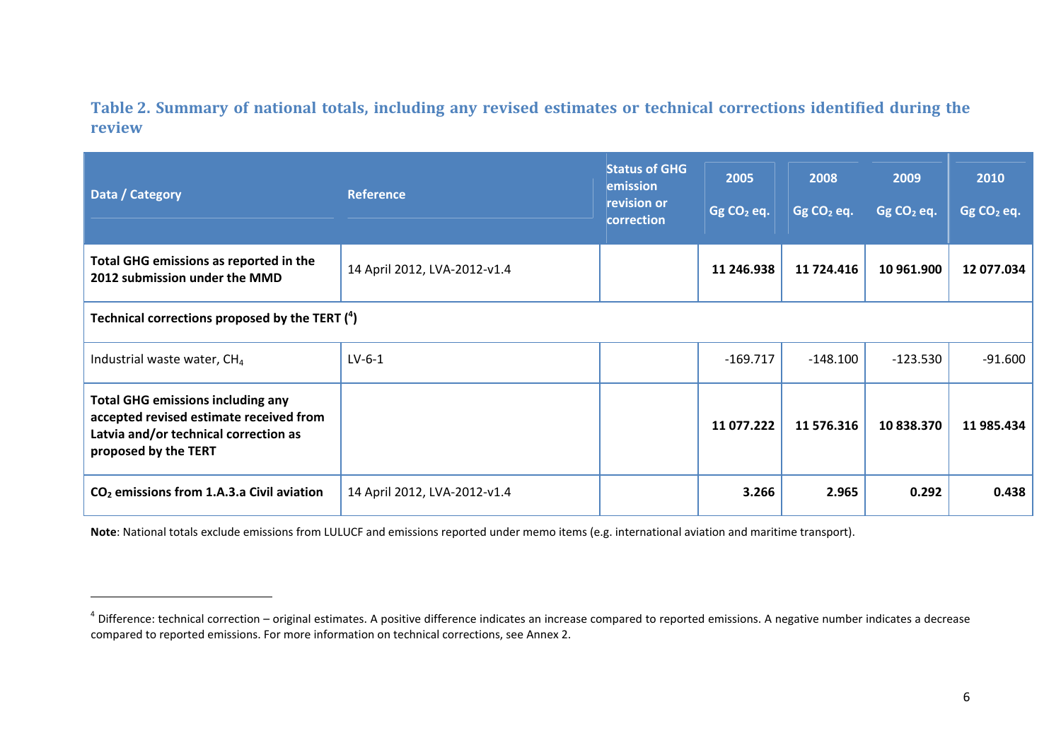### Table 2. Summary of national totals, including any revised estimates or technical corrections identified during the review

| Data / Category | Reference | Status of GHG emission revision or correction | 2005 Gg $CO_2$ eq. | 2008 Gg $CO_2$ eq. | 2009 Gg $CO_2$ eq. | 2010 Gg $CO_2$ eq. |
|---|---|---|---|---|---|---|
| **Total GHG emissions as reported in the 2012 submission under the MMD** | 14 April 2012, LVA-2012-v1.4 | | **11 246.938** | **11 724.416** | **10 961.900** | **12 077.034** |
| **Technical corrections proposed by the TERT [4]** | | | | | | |
| Industrial waste water, $CH_4$ | LV-6-1 | | -169.717 | -148.100 | -123.530 | -91.600 |
| **Total GHG emissions including any accepted revised estimate received from Latvia and/or technical correction as proposed by the TERT** | | | **11 077.222** | **11 576.316** | **10 838.370** | **11 985.434** |
| **$CO_2$ emissions from 1.A.3.a Civil aviation** | 14 April 2012, LVA-2012-v1.4 | | **3.266** | **2.965** | **0.292** | **0.438** |

**Note**: National totals exclude emissions from LULUCF and emissions reported under memo items (e.g. international aviation and maritime transport).

[4] Difference: technical correction – original estimates. A positive difference indicates an increase compared to reported emissions. A negative number indicates a decrease compared to reported emissions. For more information on technical corrections, see Annex 2.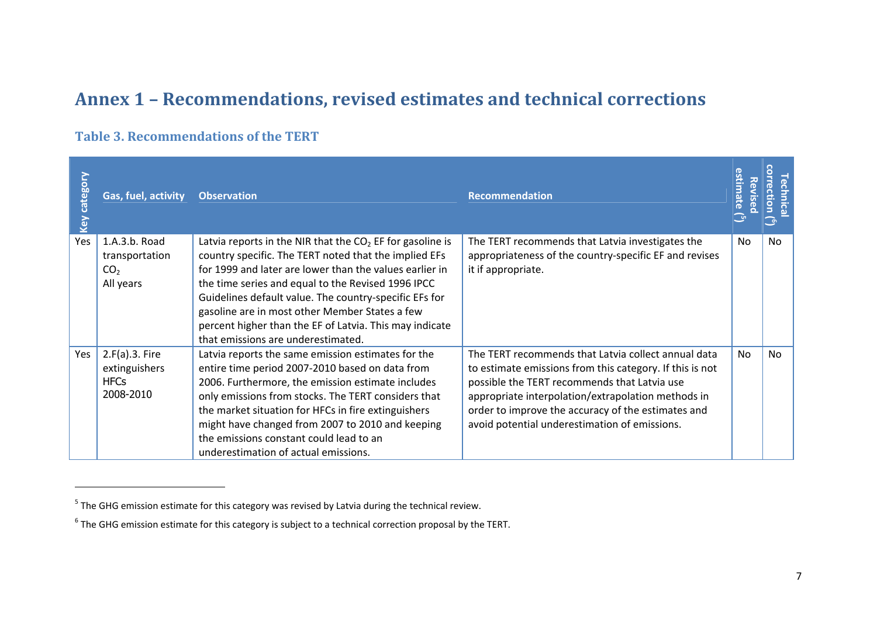# Annex 1 – Recommendations, revised estimates and technical corrections

### Table 3. Recommendations of the TERT

| Key category | Gas, fuel, activity | Observation | Recommendation | Revised estimate [5] | Technical correction [6] |
|---|---|---|---|---|---|
| Yes | 1.A.3.b. Road transportation $CO_2$ All years | Latvia reports in the NIR that the $CO_2$ EF for gasoline is country specific. The TERT noted that the implied EFs for 1999 and later are lower than the values earlier in the time series and equal to the Revised 1996 IPCC Guidelines default value. The country-specific EFs for gasoline are in most other Member States a few percent higher than the EF of Latvia. This may indicate that emissions are underestimated. | The TERT recommends that Latvia investigates the appropriateness of the country-specific EF and revises it if appropriate. | No | No |
| Yes | 2.F(a).3. Fire extinguishers HFCs 2008-2010 | Latvia reports the same emission estimates for the entire time period 2007-2010 based on data from 2006. Furthermore, the emission estimate includes only emissions from stocks. The TERT considers that the market situation for HFCs in fire extinguishers might have changed from 2007 to 2010 and keeping the emissions constant could lead to an underestimation of actual emissions. | The TERT recommends that Latvia collect annual data to estimate emissions from this category. If this is not possible the TERT recommends that Latvia use appropriate interpolation/extrapolation methods in order to improve the accuracy of the estimates and avoid potential underestimation of emissions. | No | No |

[5] The GHG emission estimate for this category was revised by Latvia during the technical review.

[6] The GHG emission estimate for this category is subject to a technical correction proposal by the TERT.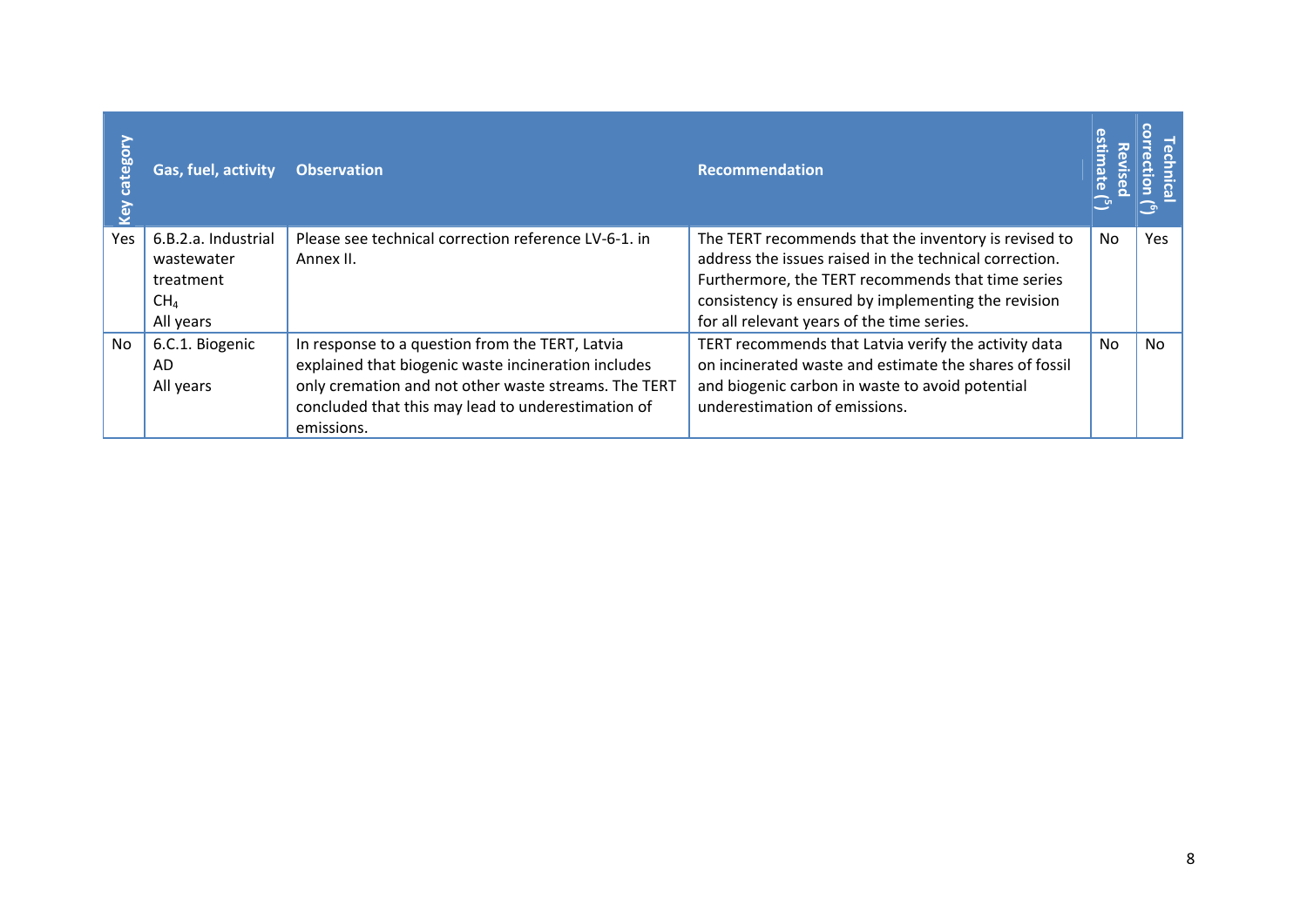| Key category | Gas, fuel, activity | Observation | Recommendation | Revised estimate (5) | Technical correction (6) |
|---|---|---|---|---|---|
| Yes | 6.B.2.a. Industrial wastewater treatment $CH_4$ All years | Please see technical correction reference LV-6-1. in Annex II. | The TERT recommends that the inventory is revised to address the issues raised in the technical correction. Furthermore, the TERT recommends that time series consistency is ensured by implementing the revision for all relevant years of the time series. | No | Yes |
| No | 6.C.1. Biogenic AD All years | In response to a question from the TERT, Latvia explained that biogenic waste incineration includes only cremation and not other waste streams. The TERT concluded that this may lead to underestimation of emissions. | TERT recommends that Latvia verify the activity data on incinerated waste and estimate the shares of fossil and biogenic carbon in waste to avoid potential underestimation of emissions. | No | No |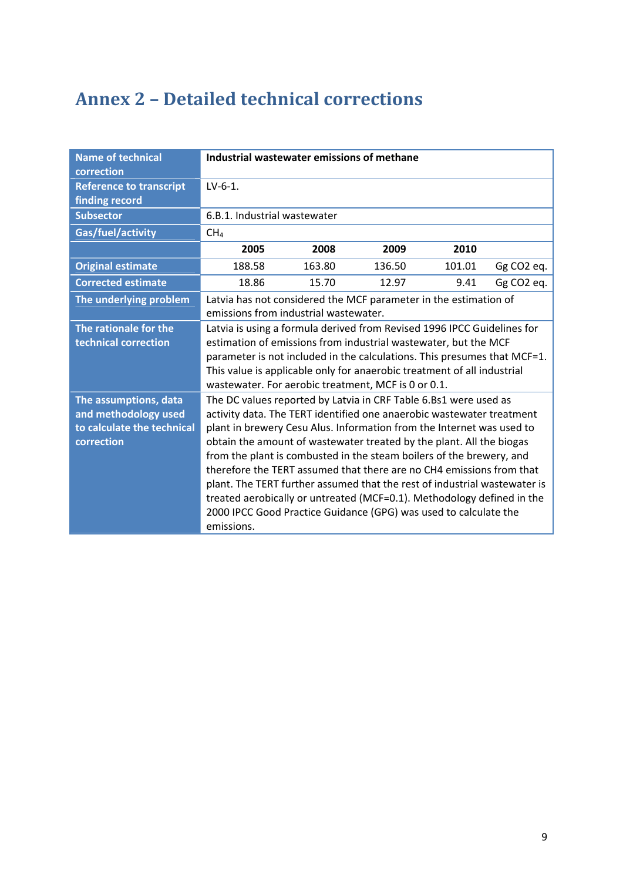# Annex 2 – Detailed technical corrections

| Name of technical correction | **Industrial wastewater emissions of methane** | | | | |
|---|---|---|---|---|---|
| Reference to transcript finding record | LV-6-1. | | | | |
| Subsector | 6.B.1. Industrial wastewater | | | | |
| Gas/fuel/activity | $CH_4$ | | | | |
| | **2005** | **2008** | **2009** | **2010** | |
| Original estimate | 188.58 | 163.80 | 136.50 | 101.01 | Gg CO2 eq. |
| Corrected estimate | 18.86 | 15.70 | 12.97 | 9.41 | Gg CO2 eq. |
| The underlying problem | Latvia has not considered the MCF parameter in the estimation of emissions from industrial wastewater. | | | | |
| The rationale for the technical correction | Latvia is using a formula derived from Revised 1996 IPCC Guidelines for estimation of emissions from industrial wastewater, but the MCF parameter is not included in the calculations. This presumes that MCF=1. This value is applicable only for anaerobic treatment of all industrial wastewater. For aerobic treatment, MCF is 0 or 0.1. | | | | |
| The assumptions, data and methodology used to calculate the technical correction | The DC values reported by Latvia in CRF Table 6.Bs1 were used as activity data. The TERT identified one anaerobic wastewater treatment plant in brewery Cesu Alus. Information from the Internet was used to obtain the amount of wastewater treated by the plant. All the biogas from the plant is combusted in the steam boilers of the brewery, and therefore the TERT assumed that there are no CH4 emissions from that plant. The TERT further assumed that the rest of industrial wastewater is treated aerobically or untreated (MCF=0.1). Methodology defined in the 2000 IPCC Good Practice Guidance (GPG) was used to calculate the emissions. | | | | |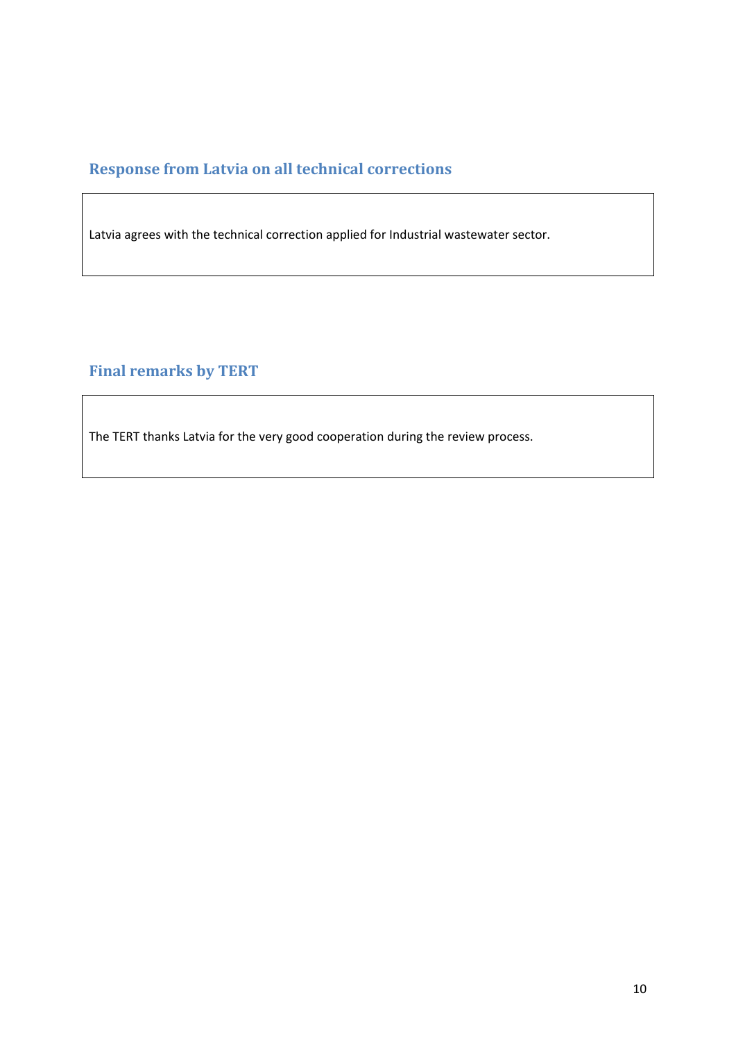## Response from Latvia on all technical corrections

Latvia agrees with the technical correction applied for Industrial wastewater sector.

## Final remarks by TERT

The TERT thanks Latvia for the very good cooperation during the review process.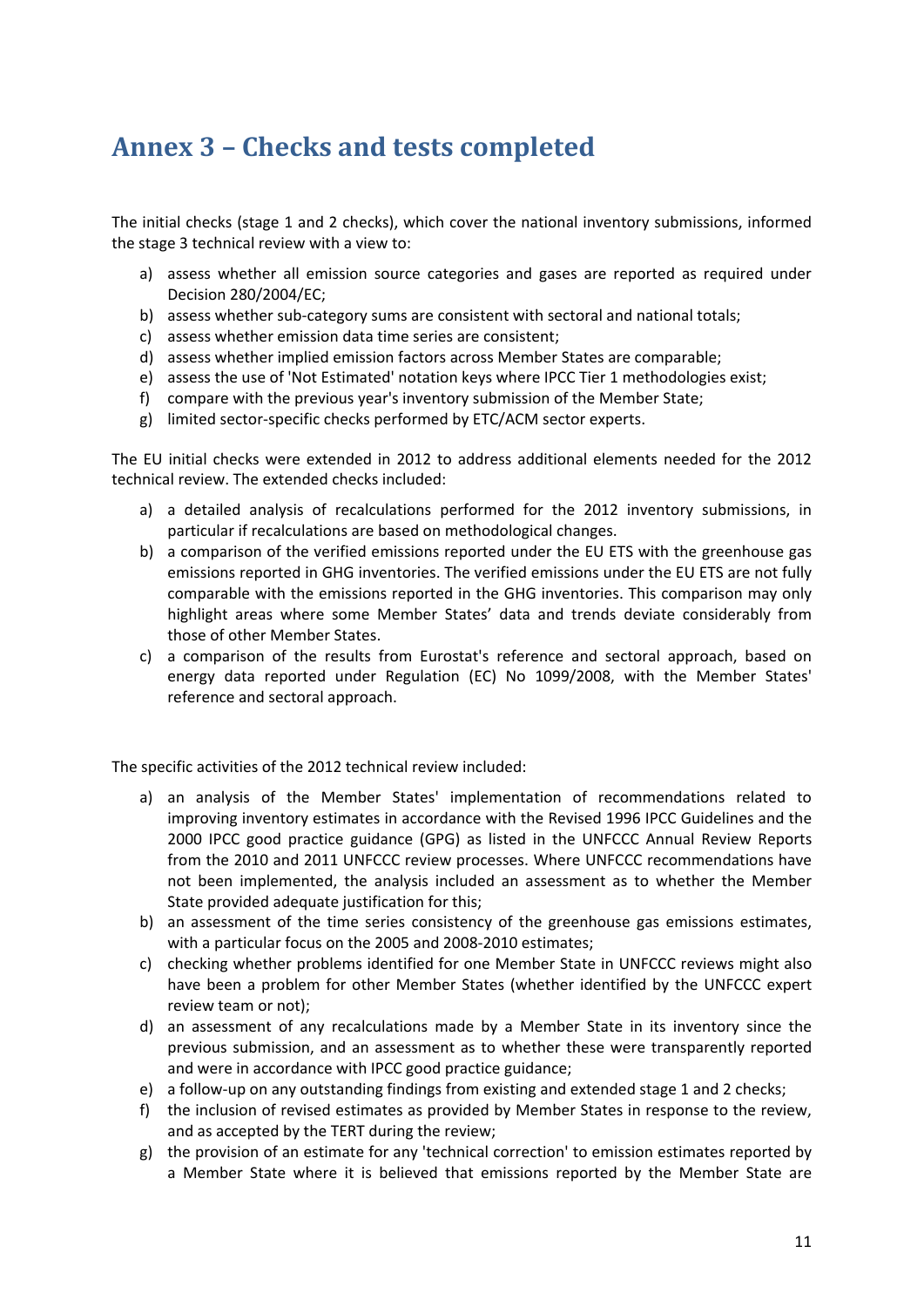# Annex 3 – Checks and tests completed

The initial checks (stage 1 and 2 checks), which cover the national inventory submissions, informed the stage 3 technical review with a view to:

a) assess whether all emission source categories and gases are reported as required under Decision 280/2004/EC;
b) assess whether sub-category sums are consistent with sectoral and national totals;
c) assess whether emission data time series are consistent;
d) assess whether implied emission factors across Member States are comparable;
e) assess the use of 'Not Estimated' notation keys where IPCC Tier 1 methodologies exist;
f) compare with the previous year's inventory submission of the Member State;
g) limited sector-specific checks performed by ETC/ACM sector experts.

The EU initial checks were extended in 2012 to address additional elements needed for the 2012 technical review. The extended checks included:

a) a detailed analysis of recalculations performed for the 2012 inventory submissions, in particular if recalculations are based on methodological changes.
b) a comparison of the verified emissions reported under the EU ETS with the greenhouse gas emissions reported in GHG inventories. The verified emissions under the EU ETS are not fully comparable with the emissions reported in the GHG inventories. This comparison may only highlight areas where some Member States' data and trends deviate considerably from those of other Member States.
c) a comparison of the results from Eurostat's reference and sectoral approach, based on energy data reported under Regulation (EC) No 1099/2008, with the Member States' reference and sectoral approach.

The specific activities of the 2012 technical review included:

a) an analysis of the Member States' implementation of recommendations related to improving inventory estimates in accordance with the Revised 1996 IPCC Guidelines and the 2000 IPCC good practice guidance (GPG) as listed in the UNFCCC Annual Review Reports from the 2010 and 2011 UNFCCC review processes. Where UNFCCC recommendations have not been implemented, the analysis included an assessment as to whether the Member State provided adequate justification for this;
b) an assessment of the time series consistency of the greenhouse gas emissions estimates, with a particular focus on the 2005 and 2008-2010 estimates;
c) checking whether problems identified for one Member State in UNFCCC reviews might also have been a problem for other Member States (whether identified by the UNFCCC expert review team or not);
d) an assessment of any recalculations made by a Member State in its inventory since the previous submission, and an assessment as to whether these were transparently reported and were in accordance with IPCC good practice guidance;
e) a follow-up on any outstanding findings from existing and extended stage 1 and 2 checks;
f) the inclusion of revised estimates as provided by Member States in response to the review, and as accepted by the TERT during the review;
g) the provision of an estimate for any 'technical correction' to emission estimates reported by a Member State where it is believed that emissions reported by the Member State are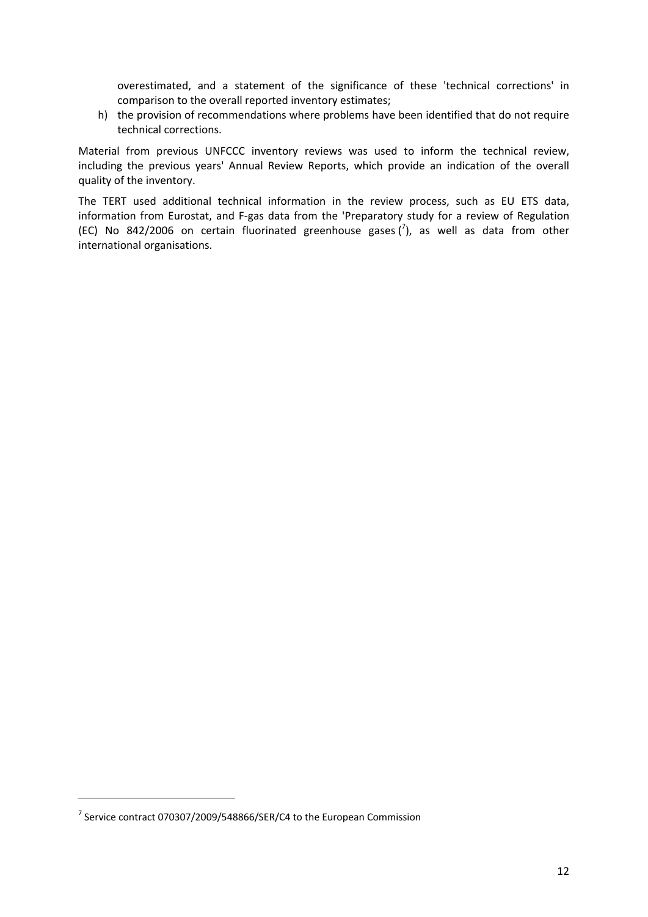overestimated, and a statement of the significance of these 'technical corrections' in comparison to the overall reported inventory estimates;

h) the provision of recommendations where problems have been identified that do not require technical corrections.

Material from previous UNFCCC inventory reviews was used to inform the technical review, including the previous years' Annual Review Reports, which provide an indication of the overall quality of the inventory.

The TERT used additional technical information in the review process, such as EU ETS data, information from Eurostat, and F-gas data from the 'Preparatory study for a review of Regulation (EC) No 842/2006 on certain fluorinated greenhouse gases ([7]), as well as data from other international organisations.

---

[7] Service contract 070307/2009/548866/SER/C4 to the European Commission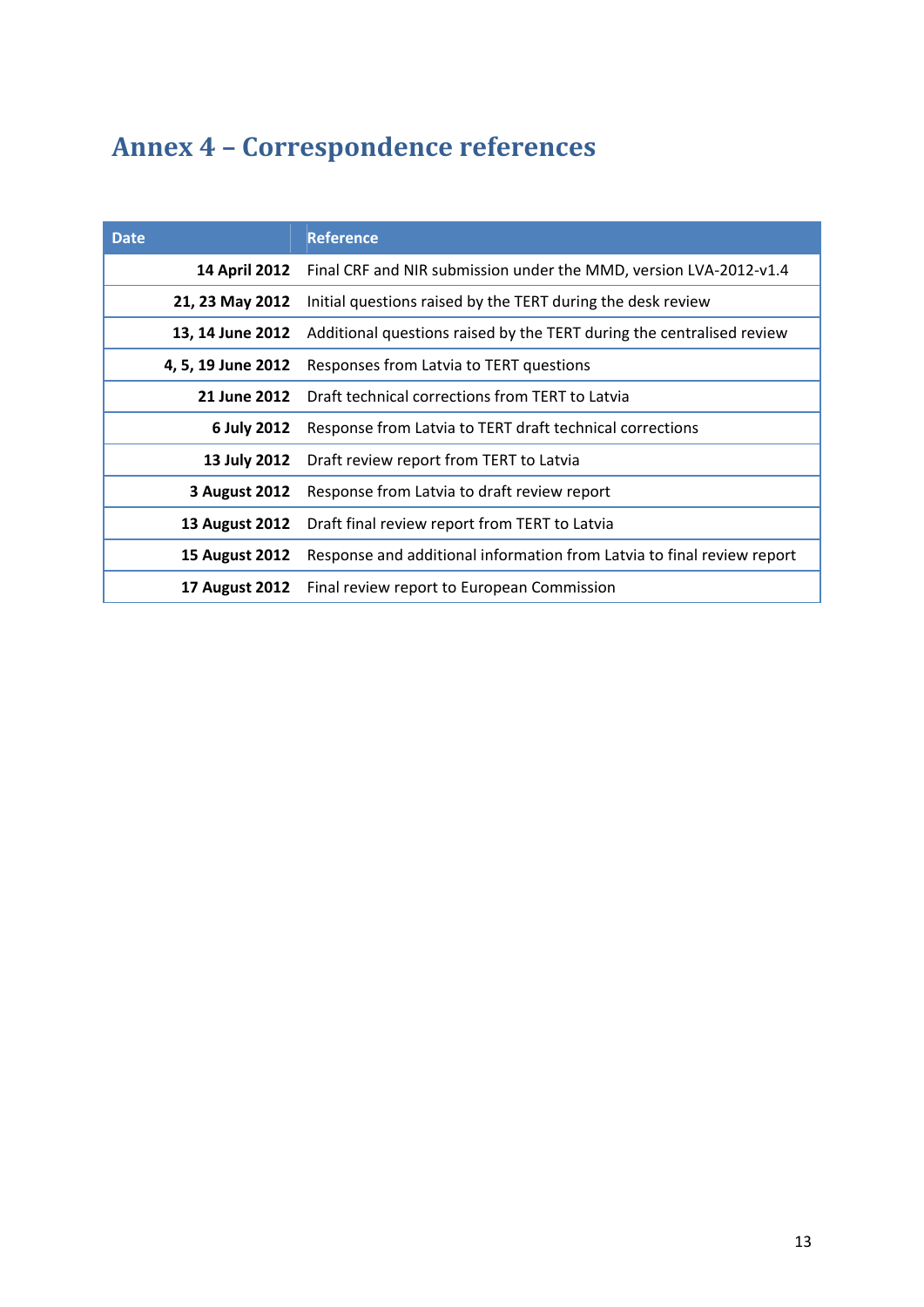# Annex 4 – Correspondence references

| Date | Reference |
|---|---|
| **14 April 2012** | Final CRF and NIR submission under the MMD, version LVA-2012-v1.4 |
| **21, 23 May 2012** | Initial questions raised by the TERT during the desk review |
| **13, 14 June 2012** | Additional questions raised by the TERT during the centralised review |
| **4, 5, 19 June 2012** | Responses from Latvia to TERT questions |
| **21 June 2012** | Draft technical corrections from TERT to Latvia |
| **6 July 2012** | Response from Latvia to TERT draft technical corrections |
| **13 July 2012** | Draft review report from TERT to Latvia |
| **3 August 2012** | Response from Latvia to draft review report |
| **13 August 2012** | Draft final review report from TERT to Latvia |
| **15 August 2012** | Response and additional information from Latvia to final review report |
| **17 August 2012** | Final review report to European Commission |